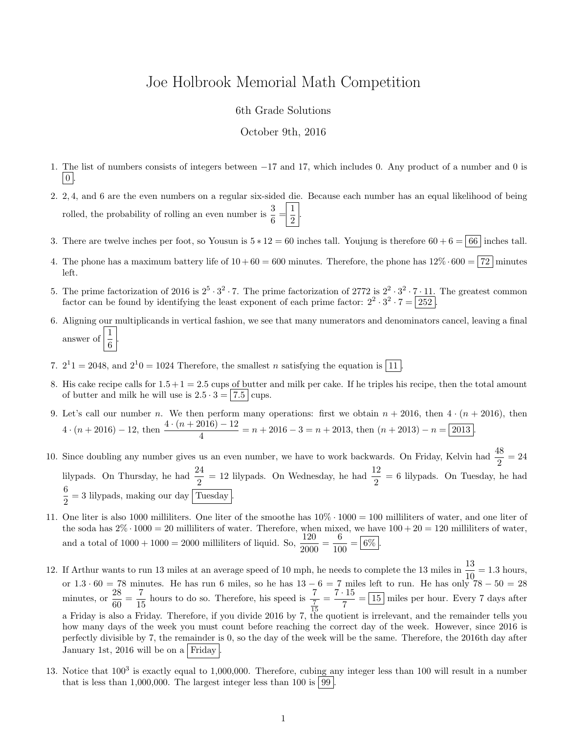# Joe Holbrook Memorial Math Competition

6th Grade Solutions

October 9th, 2016

1. The list of numbers consists of integers between $-17$ and 17, which includes 0. Any product of a number and 0 is $\boxed{0}$.

2. 2, 4, and 6 are the even numbers on a regular six-sided die. Because each number has an equal likelihood of being rolled, the probability of rolling an even number is $\frac{3}{6} = \boxed{\frac{1}{2}}$.

3. There are twelve inches per foot, so Yousun is $5 * 12 = 60$ inches tall. Youjung is therefore $60 + 6 = \boxed{66}$ inches tall.

4. The phone has a maximum battery life of $10 + 60 = 600$ minutes. Therefore, the phone has $12\% \cdot 600 = \boxed{72}$ minutes left.

5. The prime factorization of 2016 is $2^5 \cdot 3^2 \cdot 7$. The prime factorization of 2772 is $2^2 \cdot 3^2 \cdot 7 \cdot 11$. The greatest common factor can be found by identifying the least exponent of each prime factor: $2^2 \cdot 3^2 \cdot 7 = \boxed{252}$.

6. Aligning our multiplicands in vertical fashion, we see that many numerators and denominators cancel, leaving a final answer of $\boxed{\frac{1}{6}}$.

7. $2^11 = 2048$, and $2^10 = 1024$ Therefore, the smallest $n$ satisfying the equation is $\boxed{11}$.

8. His cake recipe calls for $1.5 + 1 = 2.5$ cups of butter and milk per cake. If he triples his recipe, then the total amount of butter and milk he will use is $2.5 \cdot 3 = \boxed{7.5}$ cups.

9. Let's call our number $n$. We then perform many operations: first we obtain $n + 2016$, then $4 \cdot (n + 2016)$, then $4 \cdot (n + 2016) - 12$, then $\frac{4 \cdot (n + 2016) - 12}{4} = n + 2016 - 3 = n + 2013$, then $(n + 2013) - n = \boxed{2013}$.

10. Since doubling any number gives us an even number, we have to work backwards. On Friday, Kelvin had $\frac{48}{2} = 24$ lilypads. On Thursday, he had $\frac{24}{2} = 12$ lilypads. On Wednesday, he had $\frac{12}{2} = 6$ lilypads. On Tuesday, he had $\frac{6}{2} = 3$ lilypads, making our day $\boxed{\text{Tuesday}}$.

11. One liter is also 1000 milliliters. One liter of the smoothe has $10\% \cdot 1000 = 100$ milliliters of water, and one liter of the soda has $2\% \cdot 1000 = 20$ milliliters of water. Therefore, when mixed, we have $100 + 20 = 120$ milliliters of water, and a total of $1000 + 1000 = 2000$ milliliters of liquid. So, $\frac{120}{2000} = \frac{6}{100} = \boxed{6\%}$.

12. If Arthur wants to run 13 miles at an average speed of 10 mph, he needs to complete the 13 miles in $\frac{13}{10} = 1.3$ hours, or $1.3 \cdot 60 = 78$ minutes. He has run 6 miles, so he has $13 - 6 = 7$ miles left to run. He has only $78 - 50 = 28$ minutes, or $\frac{28}{60} = \frac{7}{15}$ hours to do so. Therefore, his speed is $\frac{7}{\frac{7}{15}} = \frac{7 \cdot 15}{7} = \boxed{15}$ miles per hour. Every 7 days after a Friday is also a Friday. Therefore, if you divide 2016 by 7, the quotient is irrelevant, and the remainder tells you how many days of the week you must count before reaching the correct day of the week. However, since 2016 is perfectly divisible by 7, the remainder is 0, so the day of the week will be the same. Therefore, the 2016th day after January 1st, 2016 will be on a $\boxed{\text{Friday}}$.

13. Notice that $100^3$ is exactly equal to 1,000,000. Therefore, cubing any integer less than 100 will result in a number that is less than 1,000,000. The largest integer less than 100 is $\boxed{99}$.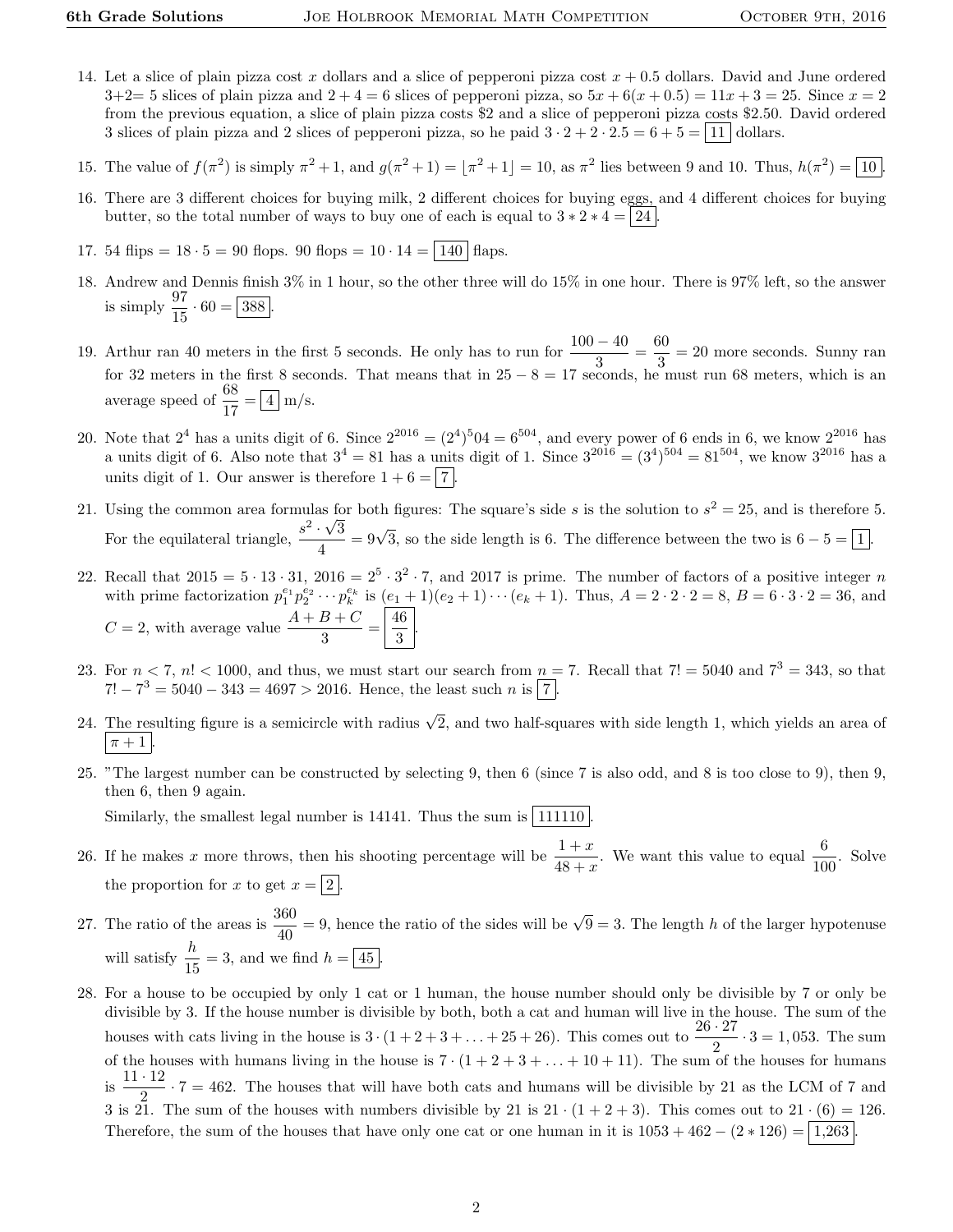14. Let a slice of plain pizza cost $x$ dollars and a slice of pepperoni pizza cost $x + 0.5$ dollars. David and June ordered 3+2= 5 slices of plain pizza and $2 + 4 = 6$ slices of pepperoni pizza, so $5x + 6(x + 0.5) = 11x + 3 = 25$. Since $x = 2$ from the previous equation, a slice of plain pizza costs \$2 and a slice of pepperoni pizza costs \$2.50. David ordered 3 slices of plain pizza and 2 slices of pepperoni pizza, so he paid $3 \cdot 2 + 2 \cdot 2.5 = 6 + 5 = \boxed{11}$ dollars.

15. The value of $f(\pi^2)$ is simply $\pi^2 + 1$, and $g(\pi^2 + 1) = \lfloor \pi^2 + 1 \rfloor = 10$, as $\pi^2$ lies between 9 and 10. Thus, $h(\pi^2) = \boxed{10}$.

16. There are 3 different choices for buying milk, 2 different choices for buying eggs, and 4 different choices for buying butter, so the total number of ways to buy one of each is equal to $3 * 2 * 4 = \boxed{24}$.

17. 54 flips $= 18 \cdot 5 = 90$ flops. 90 flops $= 10 \cdot 14 = \boxed{140}$ flaps.

18. Andrew and Dennis finish 3% in 1 hour, so the other three will do 15% in one hour. There is 97% left, so the answer is simply $\frac{97}{15} \cdot 60 = \boxed{388}$.

19. Arthur ran 40 meters in the first 5 seconds. He only has to run for $\frac{100 - 40}{3} = \frac{60}{3} = 20$ more seconds. Sunny ran for 32 meters in the first 8 seconds. That means that in $25 - 8 = 17$ seconds, he must run 68 meters, which is an average speed of $\frac{68}{17} = \boxed{4}$ m/s.

20. Note that $2^4$ has a units digit of 6. Since $2^{2016} = (2^4)^5 04 = 6^{504}$, and every power of 6 ends in 6, we know $2^{2016}$ has a units digit of 6. Also note that $3^4 = 81$ has a units digit of 1. Since $3^{2016} = (3^4)^{504} = 81^{504}$, we know $3^{2016}$ has a units digit of 1. Our answer is therefore $1 + 6 = \boxed{7}$.

21. Using the common area formulas for both figures: The square's side $s$ is the solution to $s^2 = 25$, and is therefore 5. For the equilateral triangle, $\frac{s^2 \cdot \sqrt{3}}{4} = 9\sqrt{3}$, so the side length is 6. The difference between the two is $6 - 5 = \boxed{1}$.

22. Recall that $2015 = 5 \cdot 13 \cdot 31$, $2016 = 2^5 \cdot 3^2 \cdot 7$, and 2017 is prime. The number of factors of a positive integer $n$ with prime factorization $p_1^{e_1} p_2^{e_2} \cdots p_k^{e_k}$ is $(e_1 + 1)(e_2 + 1) \cdots (e_k + 1)$. Thus, $A = 2 \cdot 2 \cdot 2 = 8$, $B = 6 \cdot 3 \cdot 2 = 36$, and $C = 2$, with average value $\frac{A + B + C}{3} = \boxed{\frac{46}{3}}$.

23. For $n < 7$, $n! < 1000$, and thus, we must start our search from $n = 7$. Recall that $7! = 5040$ and $7^3 = 343$, so that $7! - 7^3 = 5040 - 343 = 4697 > 2016$. Hence, the least such $n$ is $\boxed{7}$.

24. The resulting figure is a semicircle with radius $\sqrt{2}$, and two half-squares with side length 1, which yields an area of $\boxed{\pi + 1}$.

25. "The largest number can be constructed by selecting 9, then 6 (since 7 is also odd, and 8 is too close to 9), then 9, then 6, then 9 again.

    Similarly, the smallest legal number is 14141. Thus the sum is $\boxed{111110}$.

26. If he makes $x$ more throws, then his shooting percentage will be $\frac{1 + x}{48 + x}$. We want this value to equal $\frac{6}{100}$. Solve the proportion for $x$ to get $x = \boxed{2}$.

27. The ratio of the areas is $\frac{360}{40} = 9$, hence the ratio of the sides will be $\sqrt{9} = 3$. The length $h$ of the larger hypotenuse will satisfy $\frac{h}{15} = 3$, and we find $h = \boxed{45}$.

28. For a house to be occupied by only 1 cat or 1 human, the house number should only be divisible by 7 or only be divisible by 3. If the house number is divisible by both, both a cat and human will live in the house. The sum of the houses with cats living in the house is $3 \cdot (1 + 2 + 3 + \ldots + 25 + 26)$. This comes out to $\frac{26 \cdot 27}{2} \cdot 3 = 1{,}053$. The sum of the houses with humans living in the house is $7 \cdot (1 + 2 + 3 + \ldots + 10 + 11)$. The sum of the houses for humans is $\frac{11 \cdot 12}{2} \cdot 7 = 462$. The houses that will have both cats and humans will be divisible by 21 as the LCM of 7 and 3 is 21. The sum of the houses with numbers divisible by 21 is $21 \cdot (1 + 2 + 3)$. This comes out to $21 \cdot (6) = 126$. Therefore, the sum of the houses that have only one cat or one human in it is $1053 + 462 - (2 * 126) = \boxed{1{,}263}$.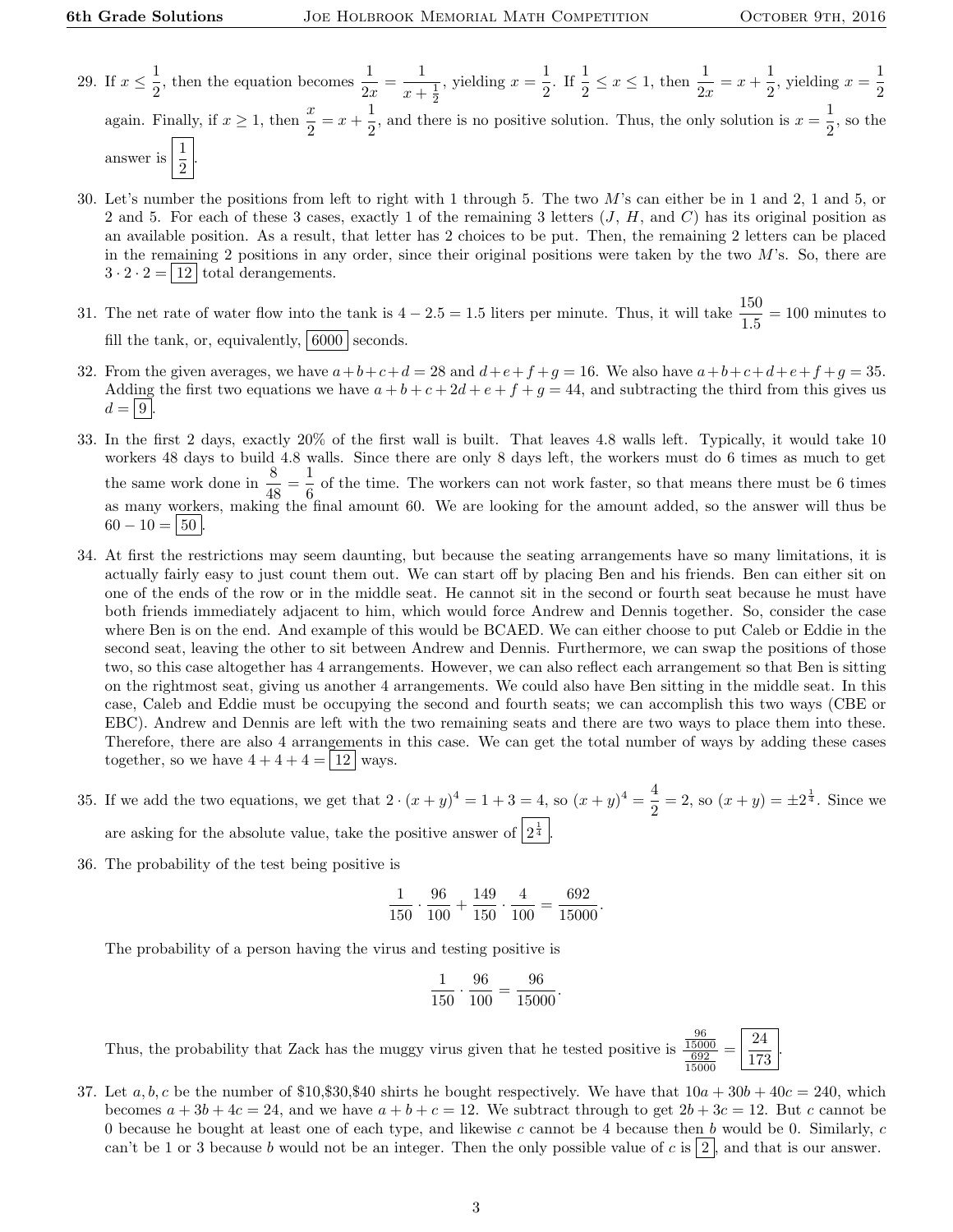29. If $x \le \frac{1}{2}$, then the equation becomes $\frac{1}{2x} = \frac{1}{x+\frac{1}{2}}$, yielding $x = \frac{1}{2}$. If $\frac{1}{2} \le x \le 1$, then $\frac{1}{2x} = x + \frac{1}{2}$, yielding $x = \frac{1}{2}$ again. Finally, if $x \ge 1$, then $\frac{x}{2} = x + \frac{1}{2}$, and there is no positive solution. Thus, the only solution is $x = \frac{1}{2}$, so the answer is $\boxed{\frac{1}{2}}$.

30. Let's number the positions from left to right with 1 through 5. The two $M$'s can either be in 1 and 2, 1 and 5, or 2 and 5. For each of these 3 cases, exactly 1 of the remaining 3 letters ($J$, $H$, and $C$) has its original position as an available position. As a result, that letter has 2 choices to be put. Then, the remaining 2 letters can be placed in the remaining 2 positions in any order, since their original positions were taken by the two $M$'s. So, there are $3 \cdot 2 \cdot 2 = \boxed{12}$ total derangements.

31. The net rate of water flow into the tank is $4 - 2.5 = 1.5$ liters per minute. Thus, it will take $\frac{150}{1.5} = 100$ minutes to fill the tank, or, equivalently, $\boxed{6000}$ seconds.

32. From the given averages, we have $a+b+c+d = 28$ and $d+e+f+g = 16$. We also have $a+b+c+d+e+f+g = 35$. Adding the first two equations we have $a+b+c+2d+e+f+g = 44$, and subtracting the third from this gives us $d = \boxed{9}$.

33. In the first 2 days, exactly 20% of the first wall is built. That leaves 4.8 walls left. Typically, it would take 10 workers 48 days to build 4.8 walls. Since there are only 8 days left, the workers must do 6 times as much to get the same work done in $\frac{8}{48} = \frac{1}{6}$ of the time. The workers can not work faster, so that means there must be 6 times as many workers, making the final amount 60. We are looking for the amount added, so the answer will thus be $60 - 10 = \boxed{50}$.

34. At first the restrictions may seem daunting, but because the seating arrangements have so many limitations, it is actually fairly easy to just count them out. We can start off by placing Ben and his friends. Ben can either sit on one of the ends of the row or in the middle seat. He cannot sit in the second or fourth seat because he must have both friends immediately adjacent to him, which would force Andrew and Dennis together. So, consider the case where Ben is on the end. And example of this would be BCAED. We can either choose to put Caleb or Eddie in the second seat, leaving the other to sit between Andrew and Dennis. Furthermore, we can swap the positions of those two, so this case altogether has 4 arrangements. However, we can also reflect each arrangement so that Ben is sitting on the rightmost seat, giving us another 4 arrangements. We could also have Ben sitting in the middle seat. In this case, Caleb and Eddie must be occupying the second and fourth seats; we can accomplish this two ways (CBE or EBC). Andrew and Dennis are left with the two remaining seats and there are two ways to place them into these. Therefore, there are also 4 arrangements in this case. We can get the total number of ways by adding these cases together, so we have $4 + 4 + 4 = \boxed{12}$ ways.

35. If we add the two equations, we get that $2 \cdot (x+y)^4 = 1 + 3 = 4$, so $(x+y)^4 = \frac{4}{2} = 2$, so $(x+y) = \pm 2^{\frac{1}{4}}$. Since we are asking for the absolute value, take the positive answer of $\boxed{2^{\frac{1}{4}}}$.

36. The probability of the test being positive is

$$\frac{1}{150} \cdot \frac{96}{100} + \frac{149}{150} \cdot \frac{4}{100} = \frac{692}{15000}.$$

The probability of a person having the virus and testing positive is

$$\frac{1}{150} \cdot \frac{96}{100} = \frac{96}{15000}.$$

Thus, the probability that Zack has the muggy virus given that he tested positive is $\frac{\frac{96}{15000}}{\frac{692}{15000}} = \boxed{\frac{24}{173}}$.

37. Let $a, b, c$ be the number of \$10,\$30,\$40 shirts he bought respectively. We have that $10a + 30b + 40c = 240$, which becomes $a + 3b + 4c = 24$, and we have $a + b + c = 12$. We subtract through to get $2b + 3c = 12$. But $c$ cannot be 0 because he bought at least one of each type, and likewise $c$ cannot be 4 because then $b$ would be 0. Similarly, $c$ can't be 1 or 3 because $b$ would not be an integer. Then the only possible value of $c$ is $\boxed{2}$, and that is our answer.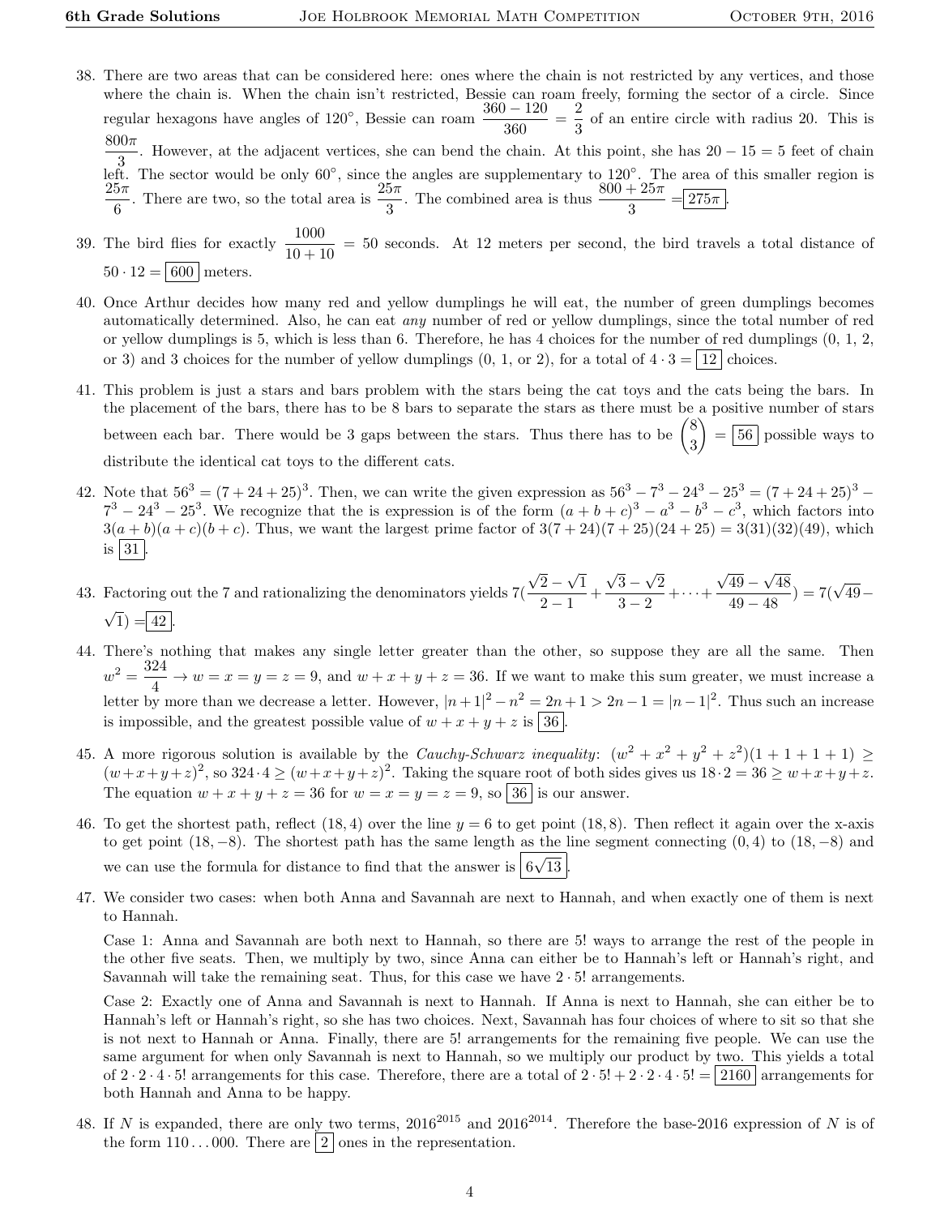38. There are two areas that can be considered here: ones where the chain is not restricted by any vertices, and those where the chain is. When the chain isn't restricted, Bessie can roam freely, forming the sector of a circle. Since regular hexagons have angles of $120°$, Bessie can roam $\dfrac{360-120}{360} = \dfrac{2}{3}$ of an entire circle with radius 20. This is $\dfrac{800\pi}{3}$. However, at the adjacent vertices, she can bend the chain. At this point, she has $20 - 15 = 5$ feet of chain left. The sector would be only $60°$, since the angles are supplementary to $120°$. The area of this smaller region is $\dfrac{25\pi}{6}$. There are two, so the total area is $\dfrac{25\pi}{3}$. The combined area is thus $\dfrac{800+25\pi}{3} = \boxed{275\pi}$.

39. The bird flies for exactly $\dfrac{1000}{10+10} = 50$ seconds. At 12 meters per second, the bird travels a total distance of $50 \cdot 12 = \boxed{600}$ meters.

40. Once Arthur decides how many red and yellow dumplings he will eat, the number of green dumplings becomes automatically determined. Also, he can eat *any* number of red or yellow dumplings, since the total number of red or yellow dumplings is 5, which is less than 6. Therefore, he has 4 choices for the number of red dumplings (0, 1, 2, or 3) and 3 choices for the number of yellow dumplings (0, 1, or 2), for a total of $4 \cdot 3 = \boxed{12}$ choices.

41. This problem is just a stars and bars problem with the stars being the cat toys and the cats being the bars. In the placement of the bars, there has to be 8 bars to separate the stars as there must be a positive number of stars between each bar. There would be 3 gaps between the stars. Thus there has to be $\dbinom{8}{3} = \boxed{56}$ possible ways to distribute the identical cat toys to the different cats.

42. Note that $56^3 = (7+24+25)^3$. Then, we can write the given expression as $56^3 - 7^3 - 24^3 - 25^3 = (7+24+25)^3 - 7^3 - 24^3 - 25^3$. We recognize that the is expression is of the form $(a+b+c)^3 - a^3 - b^3 - c^3$, which factors into $3(a+b)(a+c)(b+c)$. Thus, we want the largest prime factor of $3(7+24)(7+25)(24+25) = 3(31)(32)(49)$, which is $\boxed{31}$.

43. Factoring out the 7 and rationalizing the denominators yields $7(\dfrac{\sqrt{2}-\sqrt{1}}{2-1} + \dfrac{\sqrt{3}-\sqrt{2}}{3-2} + \cdots + \dfrac{\sqrt{49}-\sqrt{48}}{49-48}) = 7(\sqrt{49} - \sqrt{1}) = \boxed{42}$.

44. There's nothing that makes any single letter greater than the other, so suppose they are all the same. Then $w^2 = \dfrac{324}{4} \to w = x = y = z = 9$, and $w+x+y+z = 36$. If we want to make this sum greater, we must increase a letter by more than we decrease a letter. However, $|n+1|^2 - n^2 = 2n+1 > 2n-1 = |n-1|^2$. Thus such an increase is impossible, and the greatest possible value of $w+x+y+z$ is $\boxed{36}$.

45. A more rigorous solution is available by the *Cauchy-Schwarz inequality*: $(w^2+x^2+y^2+z^2)(1+1+1+1) \geq (w+x+y+z)^2$, so $324 \cdot 4 \geq (w+x+y+z)^2$. Taking the square root of both sides gives us $18 \cdot 2 = 36 \geq w+x+y+z$. The equation $w+x+y+z = 36$ for $w = x = y = z = 9$, so $\boxed{36}$ is our answer.

46. To get the shortest path, reflect $(18, 4)$ over the line $y = 6$ to get point $(18, 8)$. Then reflect it again over the x-axis to get point $(18, -8)$. The shortest path has the same length as the line segment connecting $(0, 4)$ to $(18, -8)$ and we can use the formula for distance to find that the answer is $\boxed{6\sqrt{13}}$.

47. We consider two cases: when both Anna and Savannah are next to Hannah, and when exactly one of them is next to Hannah.

    Case 1: Anna and Savannah are both next to Hannah, so there are 5! ways to arrange the rest of the people in the other five seats. Then, we multiply by two, since Anna can either be to Hannah's left or Hannah's right, and Savannah will take the remaining seat. Thus, for this case we have $2 \cdot 5!$ arrangements.

    Case 2: Exactly one of Anna and Savannah is next to Hannah. If Anna is next to Hannah, she can either be to Hannah's left or Hannah's right, so she has two choices. Next, Savannah has four choices of where to sit so that she is not next to Hannah or Anna. Finally, there are 5! arrangements for the remaining five people. We can use the same argument for when only Savannah is next to Hannah, so we multiply our product by two. This yields a total of $2 \cdot 2 \cdot 4 \cdot 5!$ arrangements for this case. Therefore, there are a total of $2 \cdot 5! + 2 \cdot 2 \cdot 4 \cdot 5! = \boxed{2160}$ arrangements for both Hannah and Anna to be happy.

48. If $N$ is expanded, there are only two terms, $2016^{2015}$ and $2016^{2014}$. Therefore the base-2016 expression of $N$ is of the form $110\ldots000$. There are $\boxed{2}$ ones in the representation.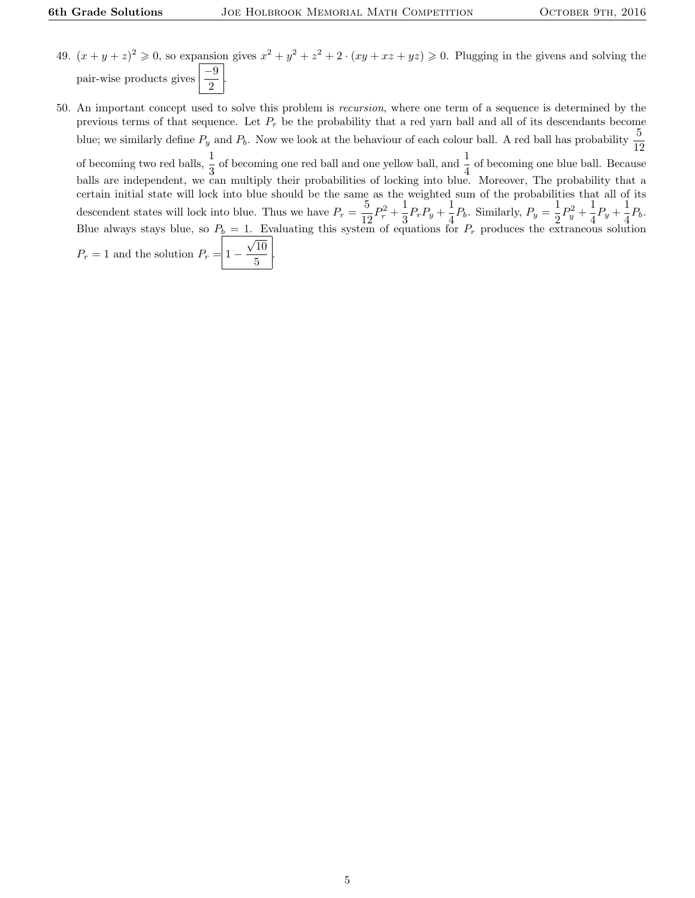49. $(x + y + z)^2 \geqslant 0$, so expansion gives $x^2 + y^2 + z^2 + 2 \cdot (xy + xz + yz) \geqslant 0$. Plugging in the givens and solving the pair-wise products gives $\boxed{\frac{-9}{2}}$.

50. An important concept used to solve this problem is *recursion*, where one term of a sequence is determined by the previous terms of that sequence. Let $P_r$ be the probability that a red yarn ball and all of its descendants become blue; we similarly define $P_y$ and $P_b$. Now we look at the behaviour of each colour ball. A red ball has probability $\frac{5}{12}$ of becoming two red balls, $\frac{1}{3}$ of becoming one red ball and one yellow ball, and $\frac{1}{4}$ of becoming one blue ball. Because balls are independent, we can multiply their probabilities of locking into blue. Moreover, The probability that a certain initial state will lock into blue should be the same as the weighted sum of the probabilities that all of its descendent states will lock into blue. Thus we have $P_r = \frac{5}{12}P_r^2 + \frac{1}{3}P_rP_y + \frac{1}{4}P_b$. Similarly, $P_y = \frac{1}{2}P_y^2 + \frac{1}{4}P_y + \frac{1}{4}P_b$. Blue always stays blue, so $P_b = 1$. Evaluating this system of equations for $P_r$ produces the extraneous solution $P_r = 1$ and the solution $P_r = \boxed{1 - \frac{\sqrt{10}}{5}}$.